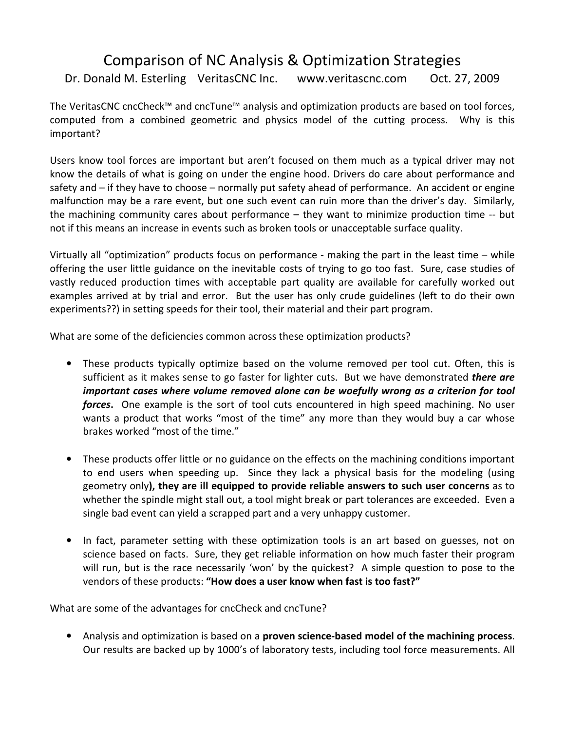# Comparison of NC Analysis & Optimization Strategies

Dr. Donald M. Esterling VeritasCNC Inc. www.veritascnc.com Oct. 27, 2009

The VeritasCNC cncCheck™ and cncTune™ analysis and optimization products are based on tool forces, computed from a combined geometric and physics model of the cutting process. Why is this important?

Users know tool forces are important but aren't focused on them much as a typical driver may not know the details of what is going on under the engine hood. Drivers do care about performance and safety and – if they have to choose – normally put safety ahead of performance. An accident or engine malfunction may be a rare event, but one such event can ruin more than the driver's day. Similarly, the machining community cares about performance – they want to minimize production time -- but not if this means an increase in events such as broken tools or unacceptable surface quality.

Virtually all "optimization" products focus on performance - making the part in the least time – while offering the user little guidance on the inevitable costs of trying to go too fast. Sure, case studies of vastly reduced production times with acceptable part quality are available for carefully worked out examples arrived at by trial and error. But the user has only crude guidelines (left to do their own experiments??) in setting speeds for their tool, their material and their part program.

What are some of the deficiencies common across these optimization products?

- These products typically optimize based on the volume removed per tool cut. Often, this is sufficient as it makes sense to go faster for lighter cuts. But we have demonstrated ***there are important cases where volume removed alone can be woefully wrong as a criterion for tool forces*.** One example is the sort of tool cuts encountered in high speed machining. No user wants a product that works "most of the time" any more than they would buy a car whose brakes worked "most of the time."

- These products offer little or no guidance on the effects on the machining conditions important to end users when speeding up. Since they lack a physical basis for the modeling (using geometry only**), they are ill equipped to provide reliable answers to such user concerns** as to whether the spindle might stall out, a tool might break or part tolerances are exceeded. Even a single bad event can yield a scrapped part and a very unhappy customer.

- In fact, parameter setting with these optimization tools is an art based on guesses, not on science based on facts. Sure, they get reliable information on how much faster their program will run, but is the race necessarily 'won' by the quickest? A simple question to pose to the vendors of these products: **"How does a user know when fast is too fast?"**

What are some of the advantages for cncCheck and cncTune?

- Analysis and optimization is based on a **proven science-based model of the machining process**. Our results are backed up by 1000's of laboratory tests, including tool force measurements. All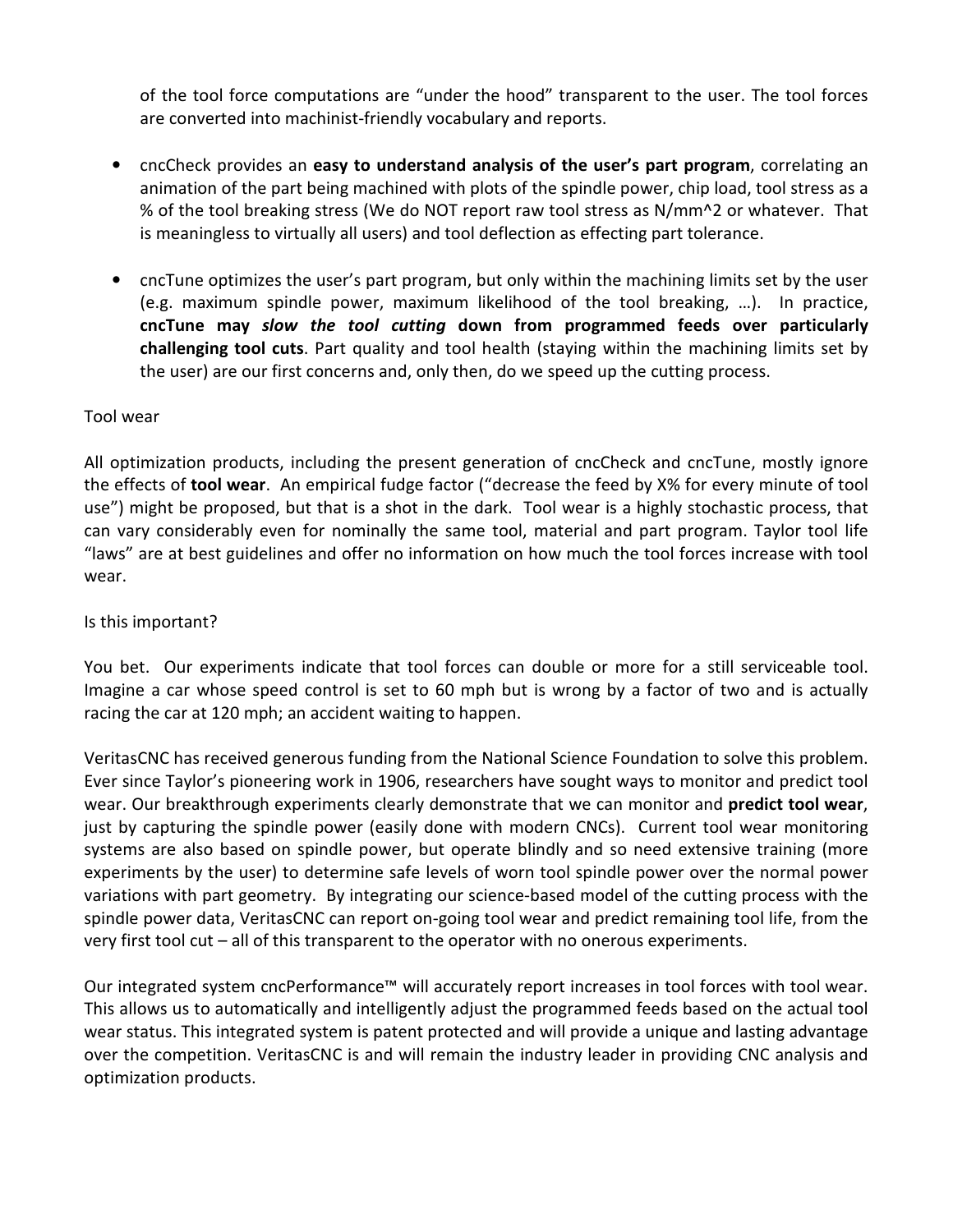of the tool force computations are "under the hood" transparent to the user. The tool forces are converted into machinist-friendly vocabulary and reports.

- cncCheck provides an **easy to understand analysis of the user's part program**, correlating an animation of the part being machined with plots of the spindle power, chip load, tool stress as a % of the tool breaking stress (We do NOT report raw tool stress as N/mm^2 or whatever. That is meaningless to virtually all users) and tool deflection as effecting part tolerance.

- cncTune optimizes the user's part program, but only within the machining limits set by the user (e.g. maximum spindle power, maximum likelihood of the tool breaking, …). In practice, **cncTune may *slow the tool cutting* down from programmed feeds over particularly challenging tool cuts**. Part quality and tool health (staying within the machining limits set by the user) are our first concerns and, only then, do we speed up the cutting process.

Tool wear

All optimization products, including the present generation of cncCheck and cncTune, mostly ignore the effects of **tool wear**. An empirical fudge factor ("decrease the feed by X% for every minute of tool use") might be proposed, but that is a shot in the dark. Tool wear is a highly stochastic process, that can vary considerably even for nominally the same tool, material and part program. Taylor tool life "laws" are at best guidelines and offer no information on how much the tool forces increase with tool wear.

Is this important?

You bet. Our experiments indicate that tool forces can double or more for a still serviceable tool. Imagine a car whose speed control is set to 60 mph but is wrong by a factor of two and is actually racing the car at 120 mph; an accident waiting to happen.

VeritasCNC has received generous funding from the National Science Foundation to solve this problem. Ever since Taylor's pioneering work in 1906, researchers have sought ways to monitor and predict tool wear. Our breakthrough experiments clearly demonstrate that we can monitor and **predict tool wear**, just by capturing the spindle power (easily done with modern CNCs). Current tool wear monitoring systems are also based on spindle power, but operate blindly and so need extensive training (more experiments by the user) to determine safe levels of worn tool spindle power over the normal power variations with part geometry. By integrating our science-based model of the cutting process with the spindle power data, VeritasCNC can report on-going tool wear and predict remaining tool life, from the very first tool cut – all of this transparent to the operator with no onerous experiments.

Our integrated system cncPerformance™ will accurately report increases in tool forces with tool wear. This allows us to automatically and intelligently adjust the programmed feeds based on the actual tool wear status. This integrated system is patent protected and will provide a unique and lasting advantage over the competition. VeritasCNC is and will remain the industry leader in providing CNC analysis and optimization products.